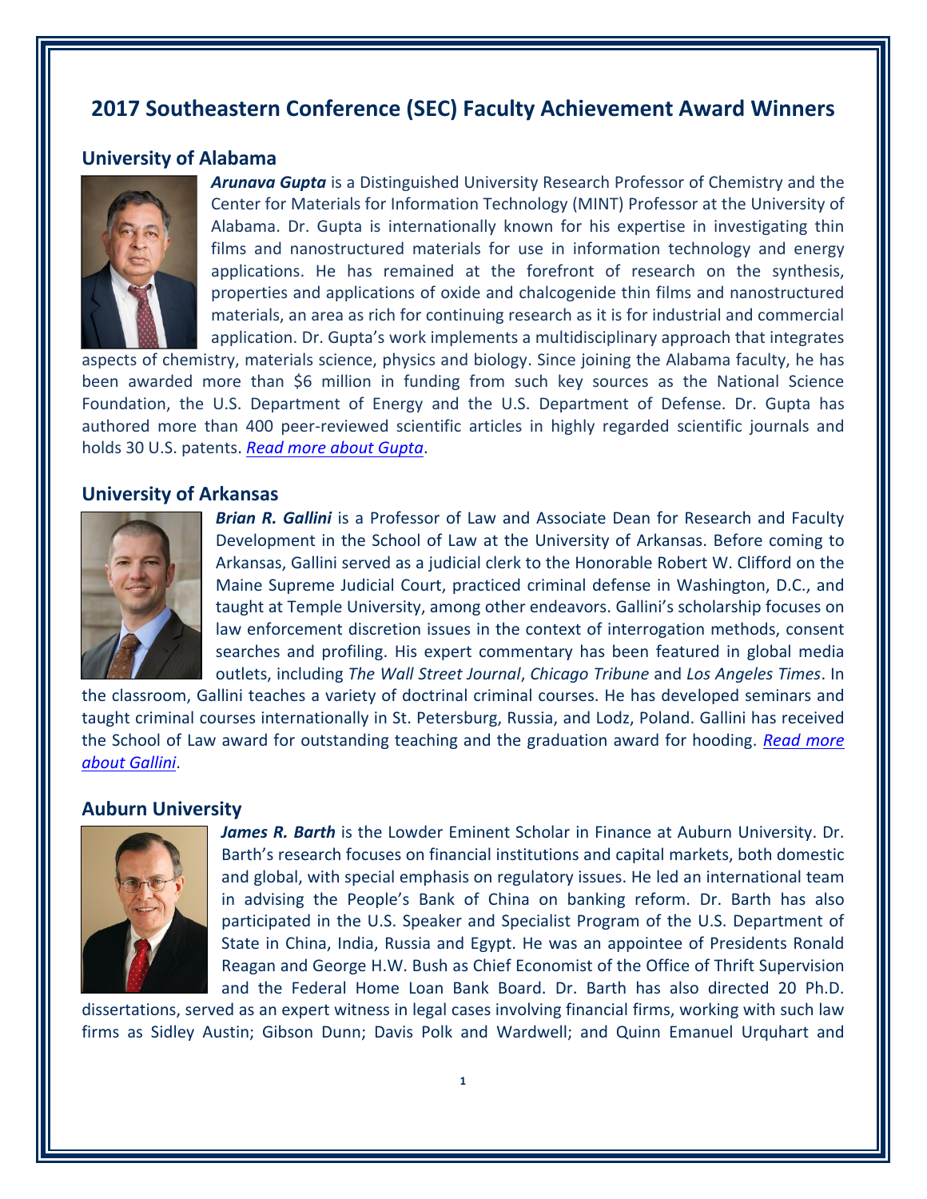# 2017 Southeastern Conference (SEC) Faculty Achievement Award Winners

## University of Alabama

***Arunava Gupta*** is a Distinguished University Research Professor of Chemistry and the Center for Materials for Information Technology (MINT) Professor at the University of Alabama. Dr. Gupta is internationally known for his expertise in investigating thin films and nanostructured materials for use in information technology and energy applications. He has remained at the forefront of research on the synthesis, properties and applications of oxide and chalcogenide thin films and nanostructured materials, an area as rich for continuing research as it is for industrial and commercial application. Dr. Gupta's work implements a multidisciplinary approach that integrates aspects of chemistry, materials science, physics and biology. Since joining the Alabama faculty, he has been awarded more than $6 million in funding from such key sources as the National Science Foundation, the U.S. Department of Energy and the U.S. Department of Defense. Dr. Gupta has authored more than 400 peer-reviewed scientific articles in highly regarded scientific journals and holds 30 U.S. patents. *Read more about Gupta*.

## University of Arkansas

***Brian R. Gallini*** is a Professor of Law and Associate Dean for Research and Faculty Development in the School of Law at the University of Arkansas. Before coming to Arkansas, Gallini served as a judicial clerk to the Honorable Robert W. Clifford on the Maine Supreme Judicial Court, practiced criminal defense in Washington, D.C., and taught at Temple University, among other endeavors. Gallini's scholarship focuses on law enforcement discretion issues in the context of interrogation methods, consent searches and profiling. His expert commentary has been featured in global media outlets, including *The Wall Street Journal*, *Chicago Tribune* and *Los Angeles Times*. In the classroom, Gallini teaches a variety of doctrinal criminal courses. He has developed seminars and taught criminal courses internationally in St. Petersburg, Russia, and Lodz, Poland. Gallini has received the School of Law award for outstanding teaching and the graduation award for hooding. *Read more about Gallini*.

## Auburn University

***James R. Barth*** is the Lowder Eminent Scholar in Finance at Auburn University. Dr. Barth's research focuses on financial institutions and capital markets, both domestic and global, with special emphasis on regulatory issues. He led an international team in advising the People's Bank of China on banking reform. Dr. Barth has also participated in the U.S. Speaker and Specialist Program of the U.S. Department of State in China, India, Russia and Egypt. He was an appointee of Presidents Ronald Reagan and George H.W. Bush as Chief Economist of the Office of Thrift Supervision and the Federal Home Loan Bank Board. Dr. Barth has also directed 20 Ph.D. dissertations, served as an expert witness in legal cases involving financial firms, working with such law firms as Sidley Austin; Gibson Dunn; Davis Polk and Wardwell; and Quinn Emanuel Urquhart and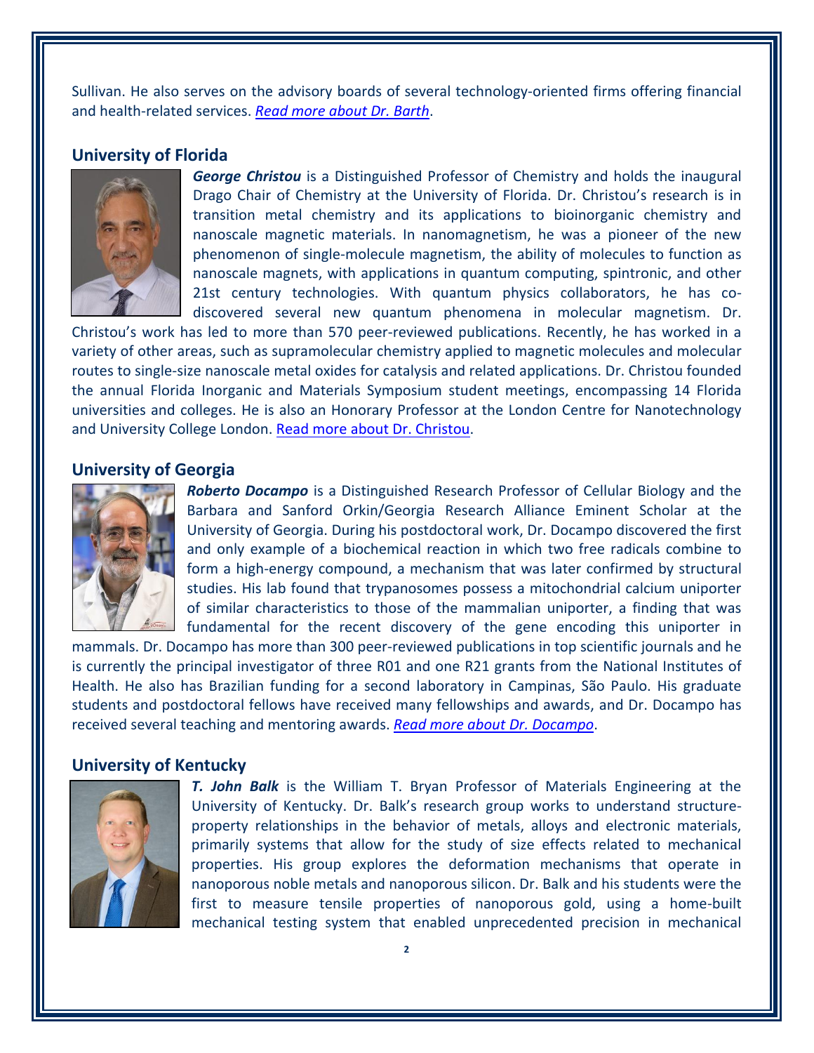Sullivan. He also serves on the advisory boards of several technology-oriented firms offering financial and health-related services. *Read more about Dr. Barth*.

## University of Florida

***George Christou*** is a Distinguished Professor of Chemistry and holds the inaugural Drago Chair of Chemistry at the University of Florida. Dr. Christou's research is in transition metal chemistry and its applications to bioinorganic chemistry and nanoscale magnetic materials. In nanomagnetism, he was a pioneer of the new phenomenon of single-molecule magnetism, the ability of molecules to function as nanoscale magnets, with applications in quantum computing, spintronic, and other 21st century technologies. With quantum physics collaborators, he has co-discovered several new quantum phenomena in molecular magnetism. Dr. Christou's work has led to more than 570 peer-reviewed publications. Recently, he has worked in a variety of other areas, such as supramolecular chemistry applied to magnetic molecules and molecular routes to single-size nanoscale metal oxides for catalysis and related applications. Dr. Christou founded the annual Florida Inorganic and Materials Symposium student meetings, encompassing 14 Florida universities and colleges. He is also an Honorary Professor at the London Centre for Nanotechnology and University College London. Read more about Dr. Christou.

## University of Georgia

***Roberto Docampo*** is a Distinguished Research Professor of Cellular Biology and the Barbara and Sanford Orkin/Georgia Research Alliance Eminent Scholar at the University of Georgia. During his postdoctoral work, Dr. Docampo discovered the first and only example of a biochemical reaction in which two free radicals combine to form a high-energy compound, a mechanism that was later confirmed by structural studies. His lab found that trypanosomes possess a mitochondrial calcium uniporter of similar characteristics to those of the mammalian uniporter, a finding that was fundamental for the recent discovery of the gene encoding this uniporter in mammals. Dr. Docampo has more than 300 peer-reviewed publications in top scientific journals and he is currently the principal investigator of three R01 and one R21 grants from the National Institutes of Health. He also has Brazilian funding for a second laboratory in Campinas, São Paulo. His graduate students and postdoctoral fellows have received many fellowships and awards, and Dr. Docampo has received several teaching and mentoring awards. *Read more about Dr. Docampo*.

## University of Kentucky

***T. John Balk*** is the William T. Bryan Professor of Materials Engineering at the University of Kentucky. Dr. Balk's research group works to understand structure-property relationships in the behavior of metals, alloys and electronic materials, primarily systems that allow for the study of size effects related to mechanical properties. His group explores the deformation mechanisms that operate in nanoporous noble metals and nanoporous silicon. Dr. Balk and his students were the first to measure tensile properties of nanoporous gold, using a home-built mechanical testing system that enabled unprecedented precision in mechanical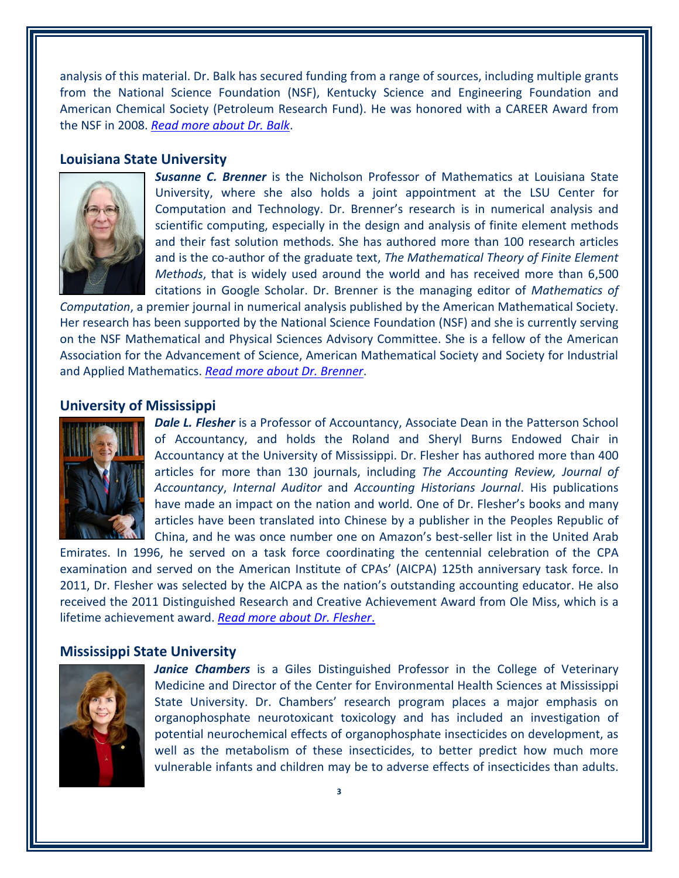analysis of this material. Dr. Balk has secured funding from a range of sources, including multiple grants from the National Science Foundation (NSF), Kentucky Science and Engineering Foundation and American Chemical Society (Petroleum Research Fund). He was honored with a CAREER Award from the NSF in 2008. *Read more about Dr. Balk*.

## Louisiana State University

***Susanne C. Brenner*** is the Nicholson Professor of Mathematics at Louisiana State University, where she also holds a joint appointment at the LSU Center for Computation and Technology. Dr. Brenner's research is in numerical analysis and scientific computing, especially in the design and analysis of finite element methods and their fast solution methods. She has authored more than 100 research articles and is the co-author of the graduate text, *The Mathematical Theory of Finite Element Methods*, that is widely used around the world and has received more than 6,500 citations in Google Scholar. Dr. Brenner is the managing editor of *Mathematics of Computation*, a premier journal in numerical analysis published by the American Mathematical Society. Her research has been supported by the National Science Foundation (NSF) and she is currently serving on the NSF Mathematical and Physical Sciences Advisory Committee. She is a fellow of the American Association for the Advancement of Science, American Mathematical Society and Society for Industrial and Applied Mathematics. *Read more about Dr. Brenner*.

## University of Mississippi

***Dale L. Flesher*** is a Professor of Accountancy, Associate Dean in the Patterson School of Accountancy, and holds the Roland and Sheryl Burns Endowed Chair in Accountancy at the University of Mississippi. Dr. Flesher has authored more than 400 articles for more than 130 journals, including *The Accounting Review, Journal of Accountancy*, *Internal Auditor* and *Accounting Historians Journal*. His publications have made an impact on the nation and world. One of Dr. Flesher's books and many articles have been translated into Chinese by a publisher in the Peoples Republic of China, and he was once number one on Amazon's best-seller list in the United Arab Emirates. In 1996, he served on a task force coordinating the centennial celebration of the CPA examination and served on the American Institute of CPAs' (AICPA) 125th anniversary task force. In 2011, Dr. Flesher was selected by the AICPA as the nation's outstanding accounting educator. He also received the 2011 Distinguished Research and Creative Achievement Award from Ole Miss, which is a lifetime achievement award. *Read more about Dr. Flesher*.

## Mississippi State University

***Janice Chambers*** is a Giles Distinguished Professor in the College of Veterinary Medicine and Director of the Center for Environmental Health Sciences at Mississippi State University. Dr. Chambers' research program places a major emphasis on organophosphate neurotoxicant toxicology and has included an investigation of potential neurochemical effects of organophosphate insecticides on development, as well as the metabolism of these insecticides, to better predict how much more vulnerable infants and children may be to adverse effects of insecticides than adults.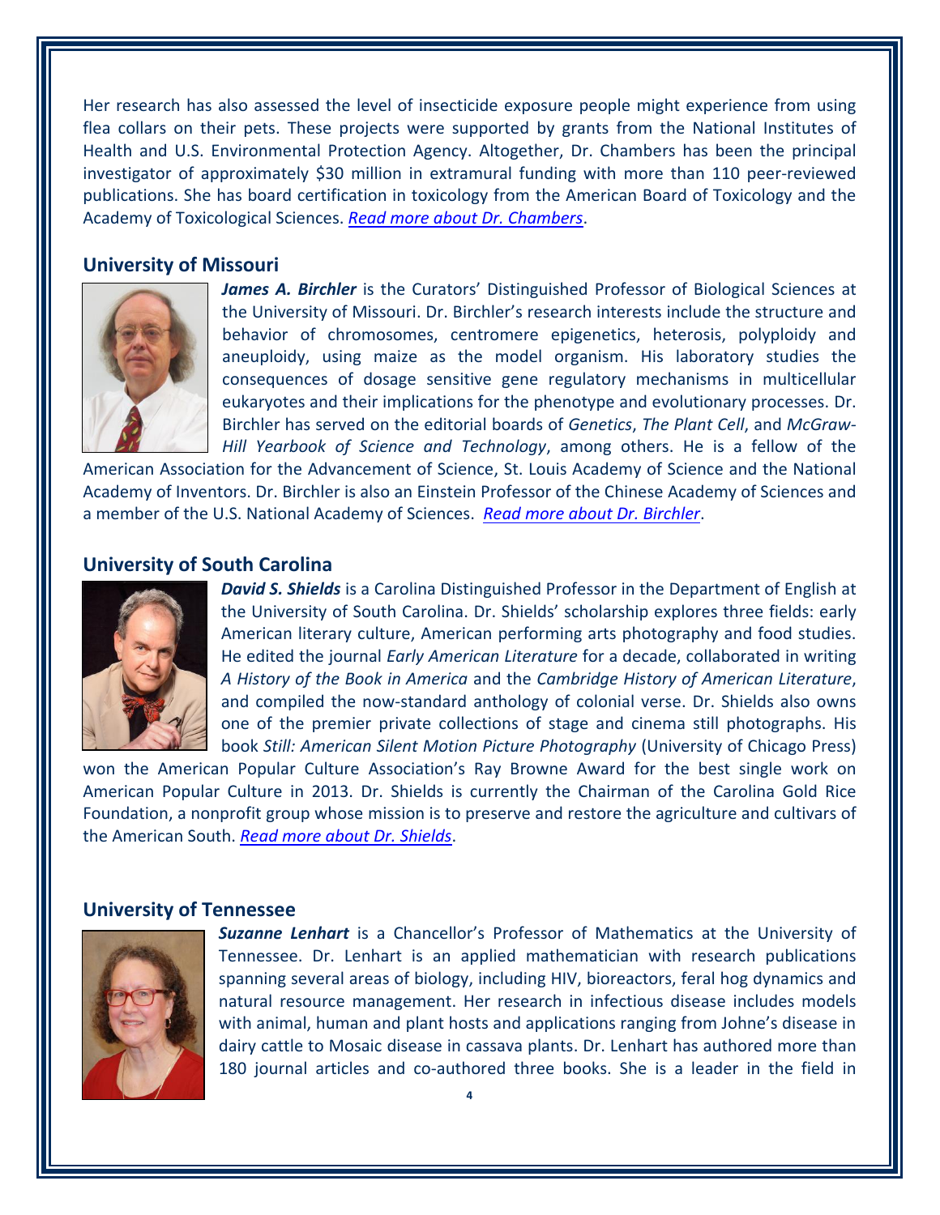Her research has also assessed the level of insecticide exposure people might experience from using flea collars on their pets. These projects were supported by grants from the National Institutes of Health and U.S. Environmental Protection Agency. Altogether, Dr. Chambers has been the principal investigator of approximately $30 million in extramural funding with more than 110 peer-reviewed publications. She has board certification in toxicology from the American Board of Toxicology and the Academy of Toxicological Sciences. *Read more about Dr. Chambers*.

## University of Missouri

***James A. Birchler*** is the Curators' Distinguished Professor of Biological Sciences at the University of Missouri. Dr. Birchler's research interests include the structure and behavior of chromosomes, centromere epigenetics, heterosis, polyploidy and aneuploidy, using maize as the model organism. His laboratory studies the consequences of dosage sensitive gene regulatory mechanisms in multicellular eukaryotes and their implications for the phenotype and evolutionary processes. Dr. Birchler has served on the editorial boards of *Genetics*, *The Plant Cell*, and *McGraw-Hill Yearbook of Science and Technology*, among others. He is a fellow of the American Association for the Advancement of Science, St. Louis Academy of Science and the National Academy of Inventors. Dr. Birchler is also an Einstein Professor of the Chinese Academy of Sciences and a member of the U.S. National Academy of Sciences. *Read more about Dr. Birchler*.

## University of South Carolina

***David S. Shields*** is a Carolina Distinguished Professor in the Department of English at the University of South Carolina. Dr. Shields' scholarship explores three fields: early American literary culture, American performing arts photography and food studies. He edited the journal *Early American Literature* for a decade, collaborated in writing *A History of the Book in America* and the *Cambridge History of American Literature*, and compiled the now-standard anthology of colonial verse. Dr. Shields also owns one of the premier private collections of stage and cinema still photographs. His book *Still: American Silent Motion Picture Photography* (University of Chicago Press) won the American Popular Culture Association's Ray Browne Award for the best single work on American Popular Culture in 2013. Dr. Shields is currently the Chairman of the Carolina Gold Rice Foundation, a nonprofit group whose mission is to preserve and restore the agriculture and cultivars of the American South. *Read more about Dr. Shields*.

## University of Tennessee

***Suzanne Lenhart*** is a Chancellor's Professor of Mathematics at the University of Tennessee. Dr. Lenhart is an applied mathematician with research publications spanning several areas of biology, including HIV, bioreactors, feral hog dynamics and natural resource management. Her research in infectious disease includes models with animal, human and plant hosts and applications ranging from Johne's disease in dairy cattle to Mosaic disease in cassava plants. Dr. Lenhart has authored more than 180 journal articles and co-authored three books. She is a leader in the field in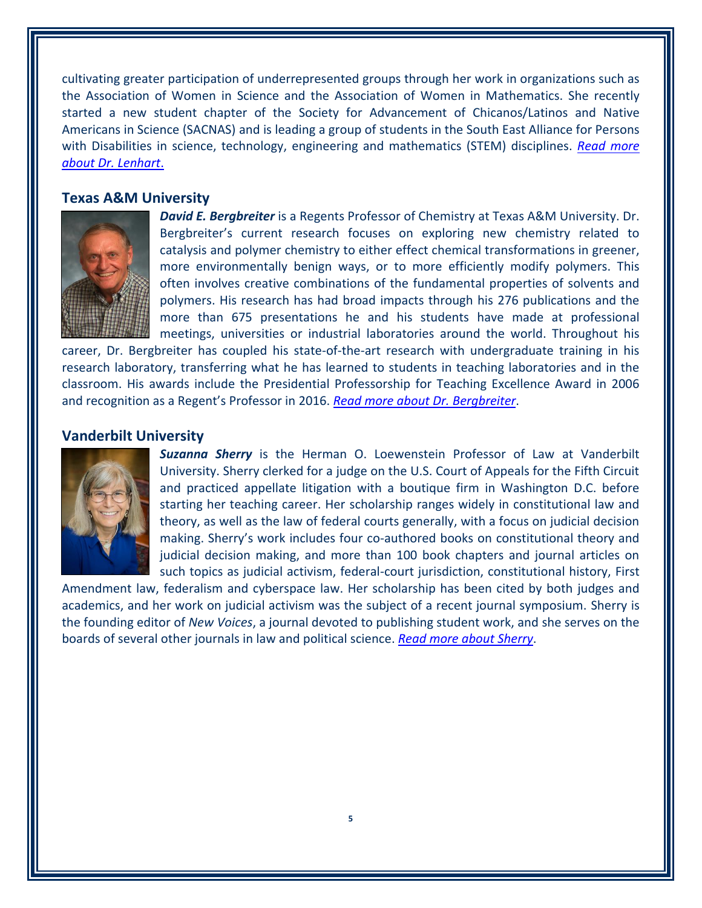cultivating greater participation of underrepresented groups through her work in organizations such as the Association of Women in Science and the Association of Women in Mathematics. She recently started a new student chapter of the Society for Advancement of Chicanos/Latinos and Native Americans in Science (SACNAS) and is leading a group of students in the South East Alliance for Persons with Disabilities in science, technology, engineering and mathematics (STEM) disciplines. *Read more about Dr. Lenhart*.

## Texas A&M University

***David E. Bergbreiter*** is a Regents Professor of Chemistry at Texas A&M University. Dr. Bergbreiter's current research focuses on exploring new chemistry related to catalysis and polymer chemistry to either effect chemical transformations in greener, more environmentally benign ways, or to more efficiently modify polymers. This often involves creative combinations of the fundamental properties of solvents and polymers. His research has had broad impacts through his 276 publications and the more than 675 presentations he and his students have made at professional meetings, universities or industrial laboratories around the world. Throughout his career, Dr. Bergbreiter has coupled his state-of-the-art research with undergraduate training in his research laboratory, transferring what he has learned to students in teaching laboratories and in the classroom. His awards include the Presidential Professorship for Teaching Excellence Award in 2006 and recognition as a Regent's Professor in 2016. *Read more about Dr. Bergbreiter*.

## Vanderbilt University

***Suzanna Sherry*** is the Herman O. Loewenstein Professor of Law at Vanderbilt University. Sherry clerked for a judge on the U.S. Court of Appeals for the Fifth Circuit and practiced appellate litigation with a boutique firm in Washington D.C. before starting her teaching career. Her scholarship ranges widely in constitutional law and theory, as well as the law of federal courts generally, with a focus on judicial decision making. Sherry's work includes four co-authored books on constitutional theory and judicial decision making, and more than 100 book chapters and journal articles on such topics as judicial activism, federal-court jurisdiction, constitutional history, First Amendment law, federalism and cyberspace law. Her scholarship has been cited by both judges and academics, and her work on judicial activism was the subject of a recent journal symposium. Sherry is the founding editor of *New Voices*, a journal devoted to publishing student work, and she serves on the boards of several other journals in law and political science. *Read more about Sherry*.